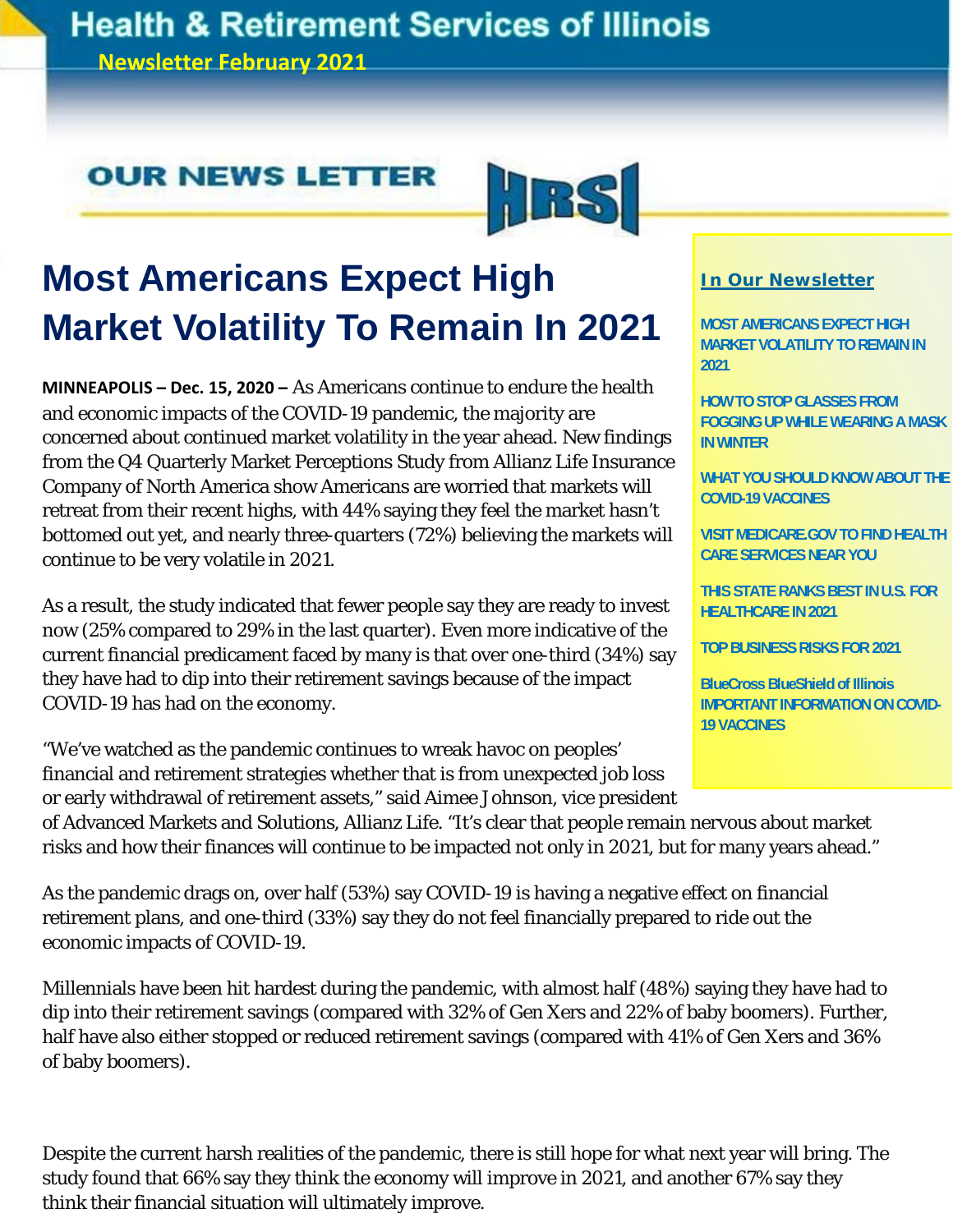# Health & Retirement Services of Illinois

**Newsletter February 2021**

## OUR NEWS LETTER

HRSI

### In Our Newsletter

- MOST AMERICANS EXPECT HIGH MARKET VOLATILITY TO REMAIN IN 2021
- HOW TO STOP GLASSES FROM FOGGING UP WHILE WEARING A MASK IN WINTER
- WHAT YOU SHOULD KNOW ABOUT THE COVID-19 VACCINES
- VISIT MEDICARE.GOV TO FIND HEALTH CARE SERVICES NEAR YOU
- THIS STATE RANKS BEST IN U.S. FOR HEALTHCARE IN 2021
- TOP BUSINESS RISKS FOR 2021
- BlueCross BlueShield of Illinois IMPORTANT INFORMATION ON COVID-19 VACCINES

# Most Americans Expect High Market Volatility To Remain In 2021

**MINNEAPOLIS – Dec. 15, 2020 –** As Americans continue to endure the health and economic impacts of the COVID-19 pandemic, the majority are concerned about continued market volatility in the year ahead. New findings from the Q4 Quarterly Market Perceptions Study from Allianz Life Insurance Company of North America show Americans are worried that markets will retreat from their recent highs, with 44% saying they feel the market hasn't bottomed out yet, and nearly three-quarters (72%) believing the markets will continue to be very volatile in 2021.

As a result, the study indicated that fewer people say they are ready to invest now (25% compared to 29% in the last quarter). Even more indicative of the current financial predicament faced by many is that over one-third (34%) say they have had to dip into their retirement savings because of the impact COVID-19 has had on the economy.

"We've watched as the pandemic continues to wreak havoc on peoples' financial and retirement strategies whether that is from unexpected job loss or early withdrawal of retirement assets," said Aimee Johnson, vice president of Advanced Markets and Solutions, Allianz Life. "It's clear that people remain nervous about market risks and how their finances will continue to be impacted not only in 2021, but for many years ahead."

As the pandemic drags on, over half (53%) say COVID-19 is having a negative effect on financial retirement plans, and one-third (33%) say they do not feel financially prepared to ride out the economic impacts of COVID-19.

Millennials have been hit hardest during the pandemic, with almost half (48%) saying they have had to dip into their retirement savings (compared with 32% of Gen Xers and 22% of baby boomers). Further, half have also either stopped or reduced retirement savings (compared with 41% of Gen Xers and 36% of baby boomers).

Despite the current harsh realities of the pandemic, there is still hope for what next year will bring. The study found that 66% say they think the economy will improve in 2021, and another 67% say they think their financial situation will ultimately improve.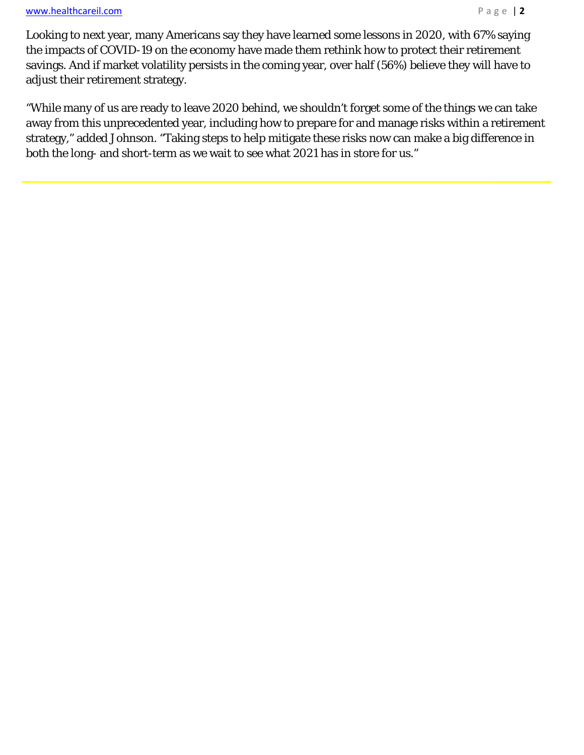Looking to next year, many Americans say they have learned some lessons in 2020, with 67% saying the impacts of COVID-19 on the economy have made them rethink how to protect their retirement savings. And if market volatility persists in the coming year, over half (56%) believe they will have to adjust their retirement strategy.

"While many of us are ready to leave 2020 behind, we shouldn't forget some of the things we can take away from this unprecedented year, including how to prepare for and manage risks within a retirement strategy," added Johnson. "Taking steps to help mitigate these risks now can make a big difference in both the long- and short-term as we wait to see what 2021 has in store for us."

---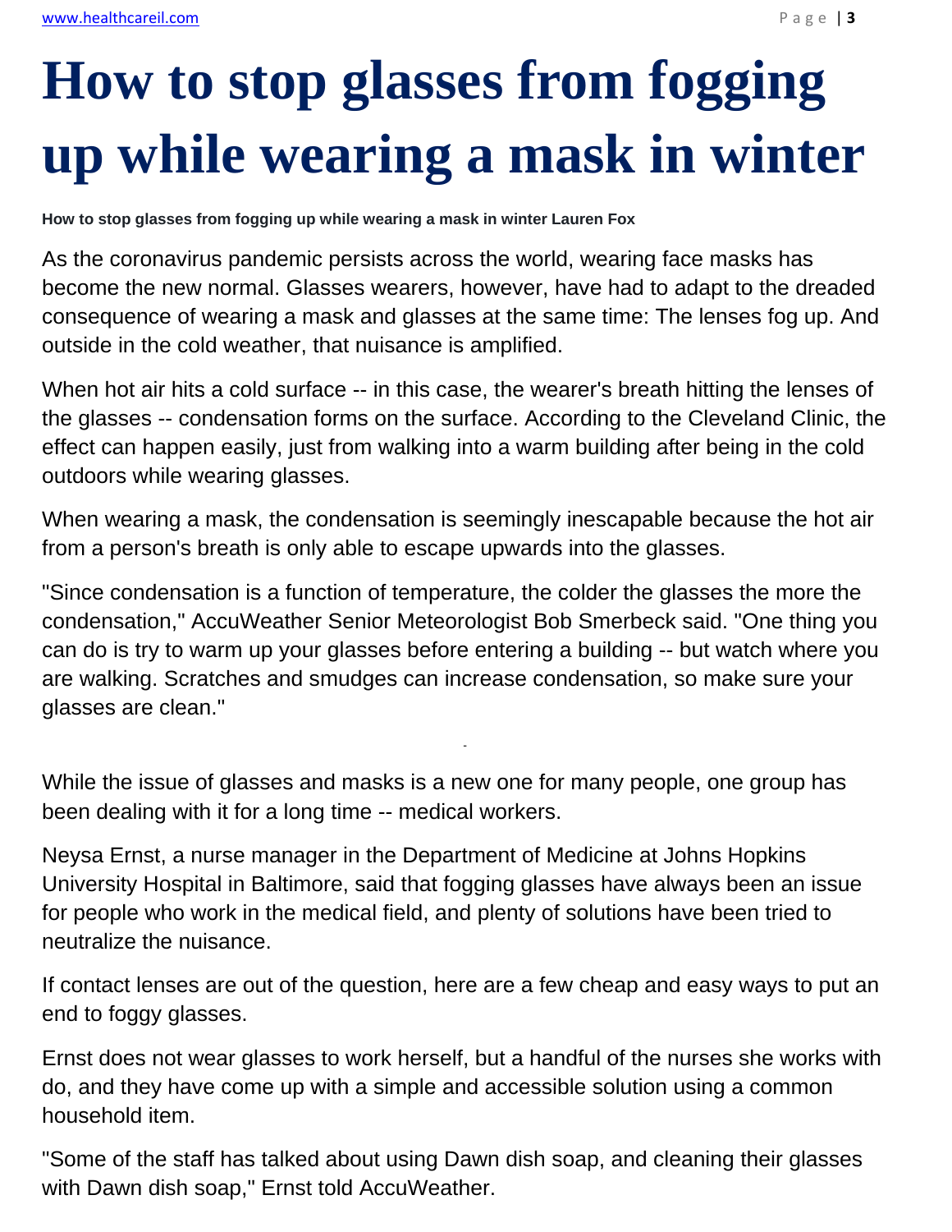# How to stop glasses from fogging up while wearing a mask in winter

**How to stop glasses from fogging up while wearing a mask in winter Lauren Fox**

As the coronavirus pandemic persists across the world, wearing face masks has become the new normal. Glasses wearers, however, have had to adapt to the dreaded consequence of wearing a mask and glasses at the same time: The lenses fog up. And outside in the cold weather, that nuisance is amplified.

When hot air hits a cold surface -- in this case, the wearer's breath hitting the lenses of the glasses -- condensation forms on the surface. According to the Cleveland Clinic, the effect can happen easily, just from walking into a warm building after being in the cold outdoors while wearing glasses.

When wearing a mask, the condensation is seemingly inescapable because the hot air from a person's breath is only able to escape upwards into the glasses.

"Since condensation is a function of temperature, the colder the glasses the more the condensation," AccuWeather Senior Meteorologist Bob Smerbeck said. "One thing you can do is try to warm up your glasses before entering a building -- but watch where you are walking. Scratches and smudges can increase condensation, so make sure your glasses are clean."

While the issue of glasses and masks is a new one for many people, one group has been dealing with it for a long time -- medical workers.

Neysa Ernst, a nurse manager in the Department of Medicine at Johns Hopkins University Hospital in Baltimore, said that fogging glasses have always been an issue for people who work in the medical field, and plenty of solutions have been tried to neutralize the nuisance.

If contact lenses are out of the question, here are a few cheap and easy ways to put an end to foggy glasses.

Ernst does not wear glasses to work herself, but a handful of the nurses she works with do, and they have come up with a simple and accessible solution using a common household item.

"Some of the staff has talked about using Dawn dish soap, and cleaning their glasses with Dawn dish soap," Ernst told AccuWeather.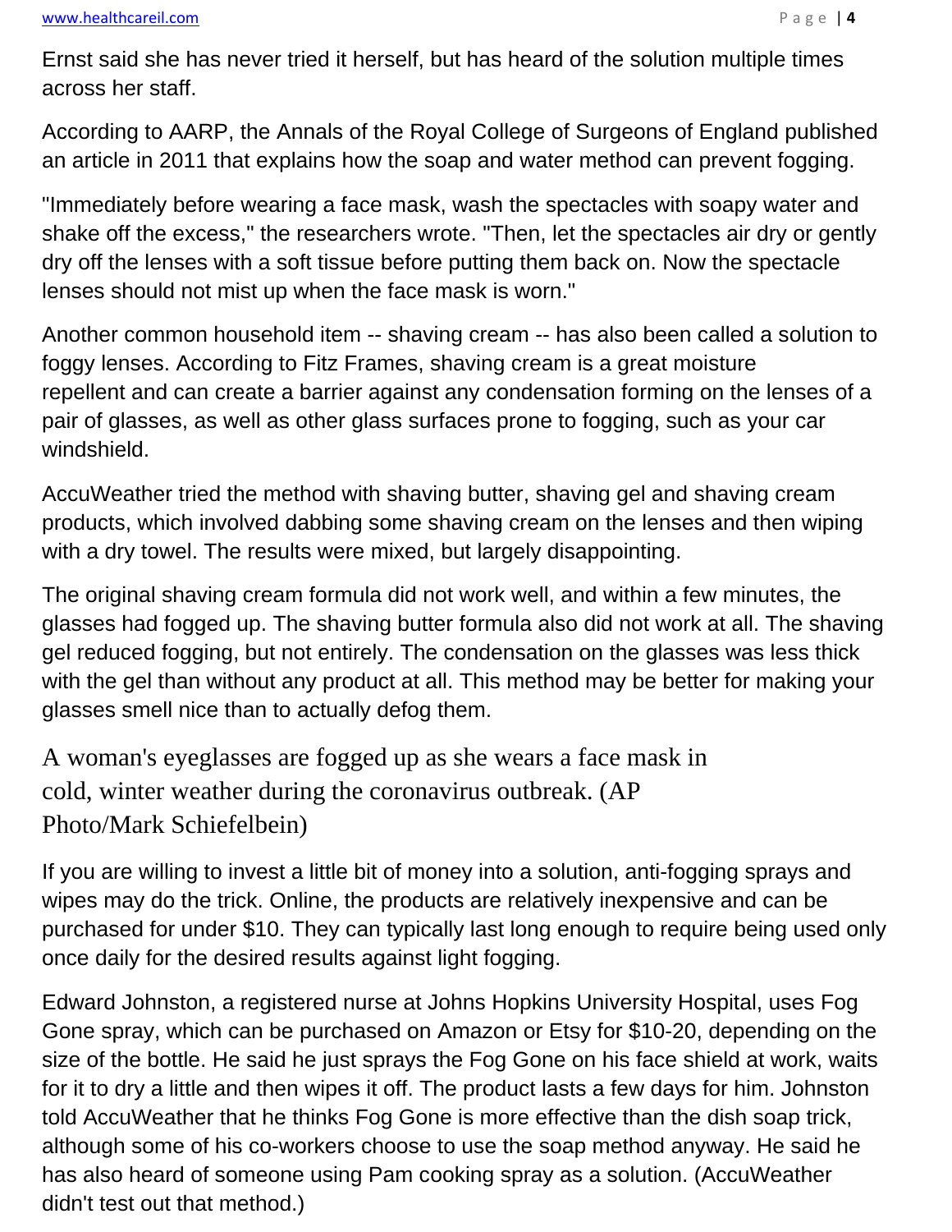Ernst said she has never tried it herself, but has heard of the solution multiple times across her staff.

According to AARP, the Annals of the Royal College of Surgeons of England published an article in 2011 that explains how the soap and water method can prevent fogging.

"Immediately before wearing a face mask, wash the spectacles with soapy water and shake off the excess," the researchers wrote. "Then, let the spectacles air dry or gently dry off the lenses with a soft tissue before putting them back on. Now the spectacle lenses should not mist up when the face mask is worn."

Another common household item -- shaving cream -- has also been called a solution to foggy lenses. According to Fitz Frames, shaving cream is a great moisture repellent and can create a barrier against any condensation forming on the lenses of a pair of glasses, as well as other glass surfaces prone to fogging, such as your car windshield.

AccuWeather tried the method with shaving butter, shaving gel and shaving cream products, which involved dabbing some shaving cream on the lenses and then wiping with a dry towel. The results were mixed, but largely disappointing.

The original shaving cream formula did not work well, and within a few minutes, the glasses had fogged up. The shaving butter formula also did not work at all. The shaving gel reduced fogging, but not entirely. The condensation on the glasses was less thick with the gel than without any product at all. This method may be better for making your glasses smell nice than to actually defog them.

A woman's eyeglasses are fogged up as she wears a face mask in cold, winter weather during the coronavirus outbreak. (AP Photo/Mark Schiefelbein)

If you are willing to invest a little bit of money into a solution, anti-fogging sprays and wipes may do the trick. Online, the products are relatively inexpensive and can be purchased for under $10. They can typically last long enough to require being used only once daily for the desired results against light fogging.

Edward Johnston, a registered nurse at Johns Hopkins University Hospital, uses Fog Gone spray, which can be purchased on Amazon or Etsy for $10-20, depending on the size of the bottle. He said he just sprays the Fog Gone on his face shield at work, waits for it to dry a little and then wipes it off. The product lasts a few days for him. Johnston told AccuWeather that he thinks Fog Gone is more effective than the dish soap trick, although some of his co-workers choose to use the soap method anyway. He said he has also heard of someone using Pam cooking spray as a solution. (AccuWeather didn't test out that method.)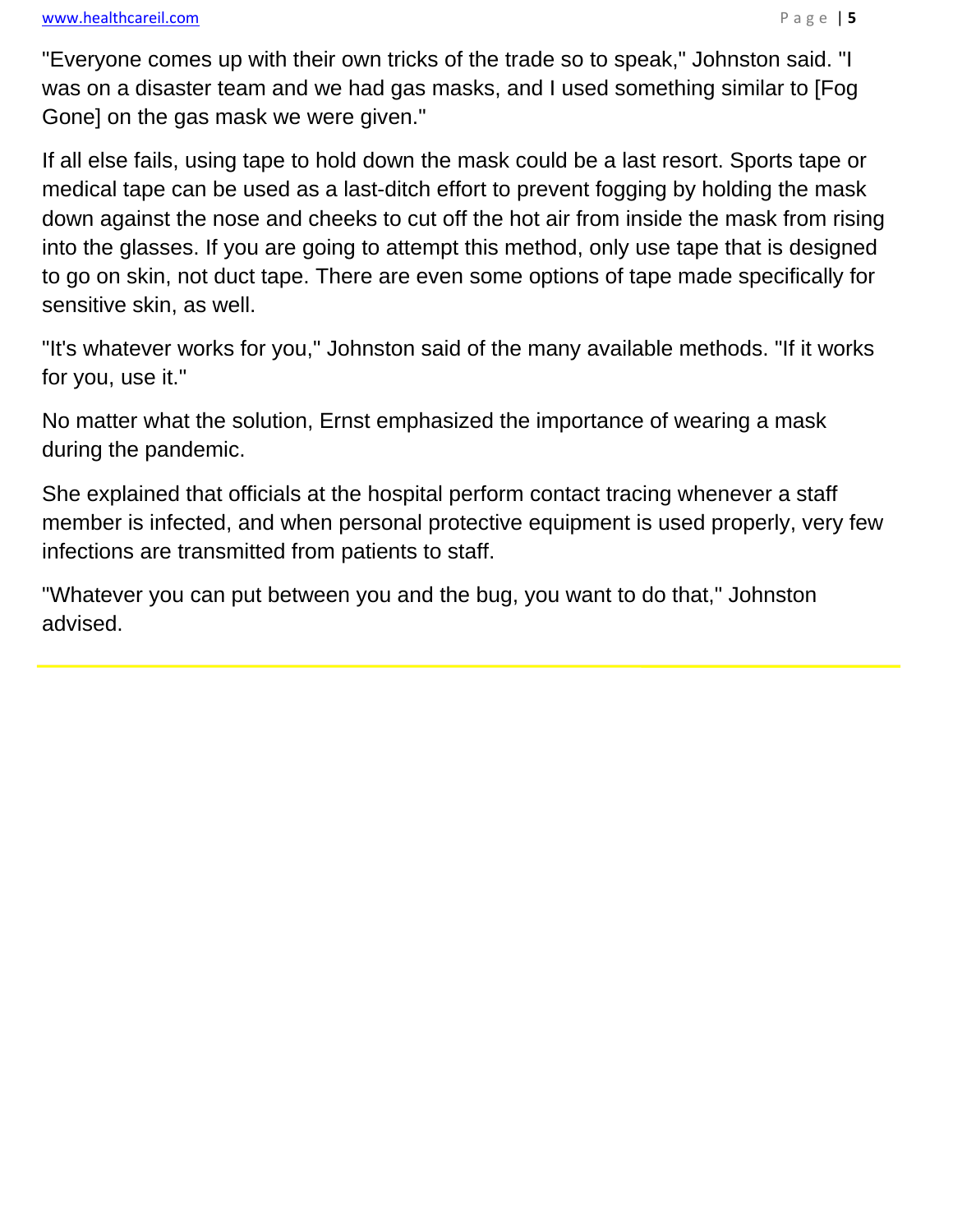"Everyone comes up with their own tricks of the trade so to speak," Johnston said. "I was on a disaster team and we had gas masks, and I used something similar to [Fog Gone] on the gas mask we were given."

If all else fails, using tape to hold down the mask could be a last resort. Sports tape or medical tape can be used as a last-ditch effort to prevent fogging by holding the mask down against the nose and cheeks to cut off the hot air from inside the mask from rising into the glasses. If you are going to attempt this method, only use tape that is designed to go on skin, not duct tape. There are even some options of tape made specifically for sensitive skin, as well.

"It's whatever works for you," Johnston said of the many available methods. "If it works for you, use it."

No matter what the solution, Ernst emphasized the importance of wearing a mask during the pandemic.

She explained that officials at the hospital perform contact tracing whenever a staff member is infected, and when personal protective equipment is used properly, very few infections are transmitted from patients to staff.

"Whatever you can put between you and the bug, you want to do that," Johnston advised.

---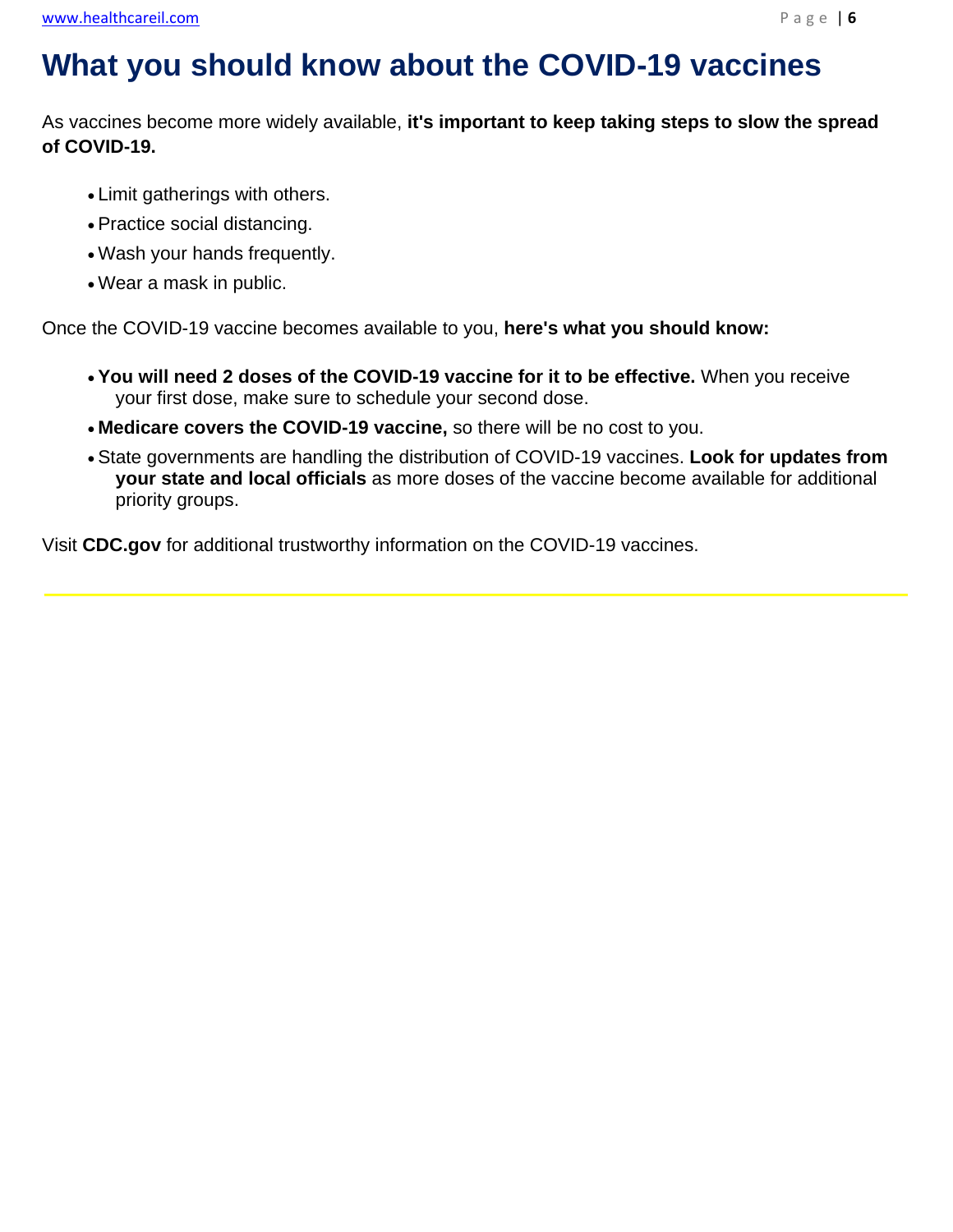# What you should know about the COVID-19 vaccines

As vaccines become more widely available, **it's important to keep taking steps to slow the spread of COVID-19.**

- Limit gatherings with others.
- Practice social distancing.
- Wash your hands frequently.
- Wear a mask in public.

Once the COVID-19 vaccine becomes available to you, **here's what you should know:**

- **You will need 2 doses of the COVID-19 vaccine for it to be effective.** When you receive your first dose, make sure to schedule your second dose.
- **Medicare covers the COVID-19 vaccine,** so there will be no cost to you.
- State governments are handling the distribution of COVID-19 vaccines. **Look for updates from your state and local officials** as more doses of the vaccine become available for additional priority groups.

Visit **CDC.gov** for additional trustworthy information on the COVID-19 vaccines.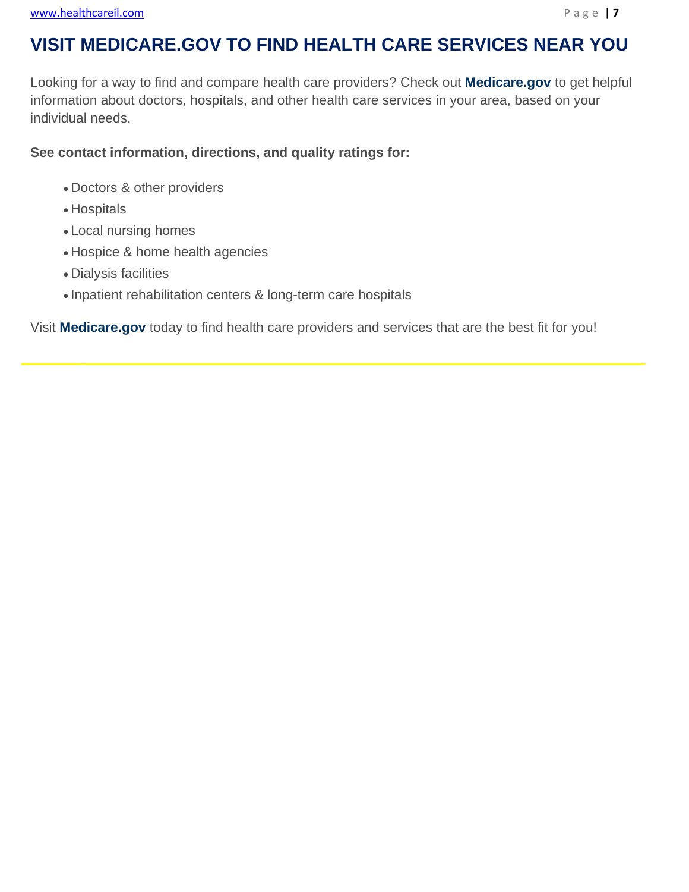## VISIT MEDICARE.GOV TO FIND HEALTH CARE SERVICES NEAR YOU

Looking for a way to find and compare health care providers? Check out **Medicare.gov** to get helpful information about doctors, hospitals, and other health care services in your area, based on your individual needs.

**See contact information, directions, and quality ratings for:**

- Doctors & other providers
- Hospitals
- Local nursing homes
- Hospice & home health agencies
- Dialysis facilities
- Inpatient rehabilitation centers & long-term care hospitals

Visit **Medicare.gov** today to find health care providers and services that are the best fit for you!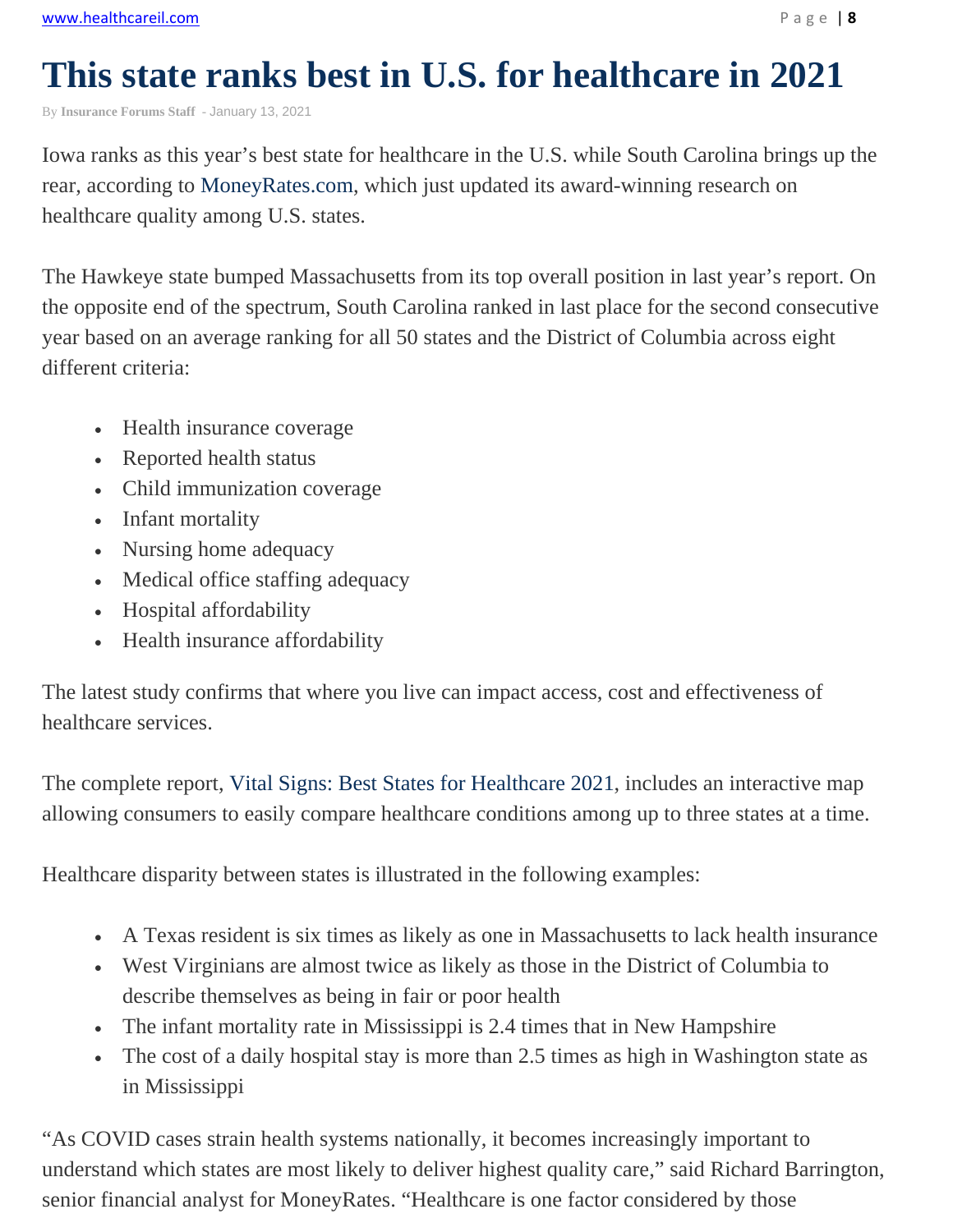# This state ranks best in U.S. for healthcare in 2021

By **Insurance Forums Staff** - January 13, 2021

Iowa ranks as this year's best state for healthcare in the U.S. while South Carolina brings up the rear, according to MoneyRates.com, which just updated its award-winning research on healthcare quality among U.S. states.

The Hawkeye state bumped Massachusetts from its top overall position in last year's report. On the opposite end of the spectrum, South Carolina ranked in last place for the second consecutive year based on an average ranking for all 50 states and the District of Columbia across eight different criteria:

- Health insurance coverage
- Reported health status
- Child immunization coverage
- Infant mortality
- Nursing home adequacy
- Medical office staffing adequacy
- Hospital affordability
- Health insurance affordability

The latest study confirms that where you live can impact access, cost and effectiveness of healthcare services.

The complete report, Vital Signs: Best States for Healthcare 2021, includes an interactive map allowing consumers to easily compare healthcare conditions among up to three states at a time.

Healthcare disparity between states is illustrated in the following examples:

- A Texas resident is six times as likely as one in Massachusetts to lack health insurance
- West Virginians are almost twice as likely as those in the District of Columbia to describe themselves as being in fair or poor health
- The infant mortality rate in Mississippi is 2.4 times that in New Hampshire
- The cost of a daily hospital stay is more than 2.5 times as high in Washington state as in Mississippi

"As COVID cases strain health systems nationally, it becomes increasingly important to understand which states are most likely to deliver highest quality care," said Richard Barrington, senior financial analyst for MoneyRates. "Healthcare is one factor considered by those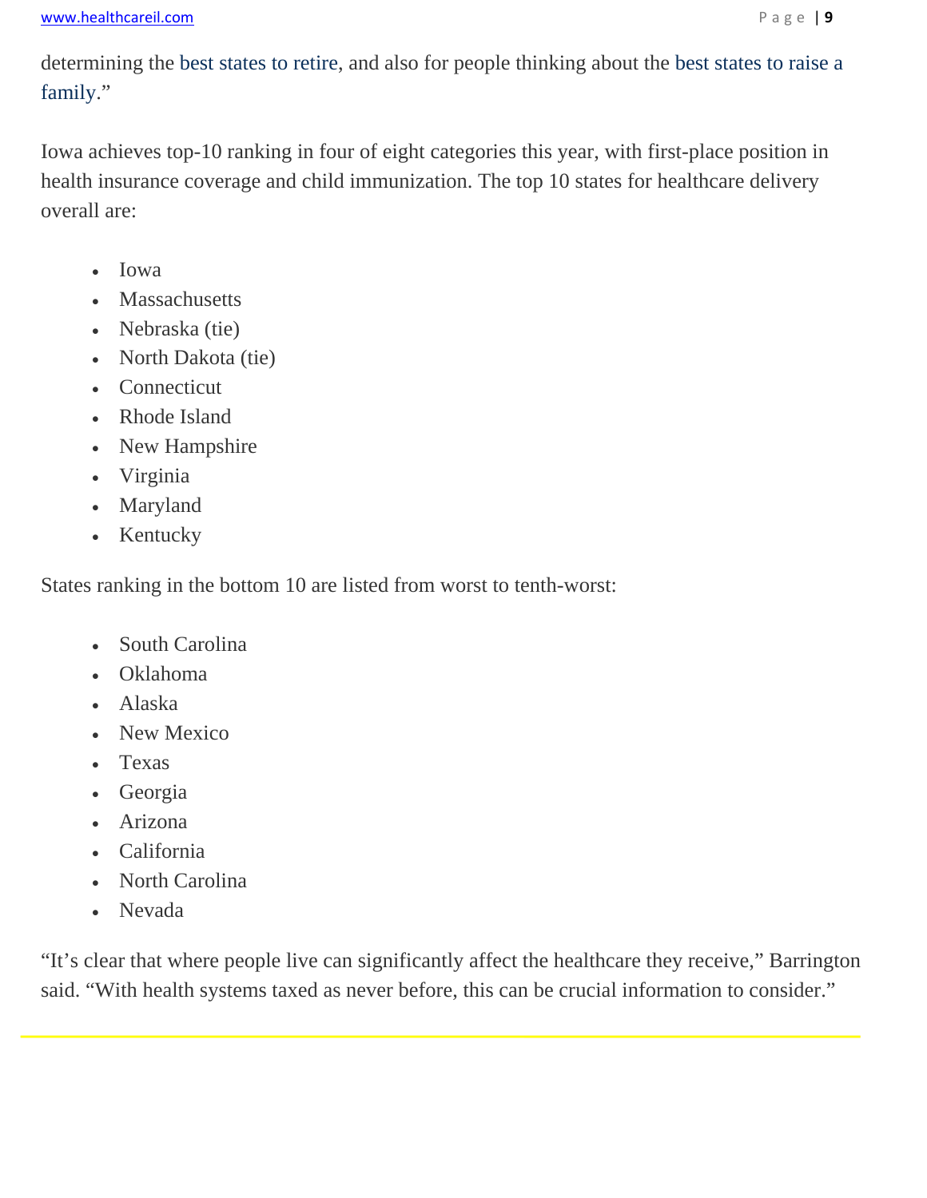determining the best states to retire, and also for people thinking about the best states to raise a family."

Iowa achieves top-10 ranking in four of eight categories this year, with first-place position in health insurance coverage and child immunization. The top 10 states for healthcare delivery overall are:

- Iowa
- Massachusetts
- Nebraska (tie)
- North Dakota (tie)
- Connecticut
- Rhode Island
- New Hampshire
- Virginia
- Maryland
- Kentucky

States ranking in the bottom 10 are listed from worst to tenth-worst:

- South Carolina
- Oklahoma
- Alaska
- New Mexico
- Texas
- Georgia
- Arizona
- California
- North Carolina
- Nevada

"It's clear that where people live can significantly affect the healthcare they receive," Barrington said. "With health systems taxed as never before, this can be crucial information to consider."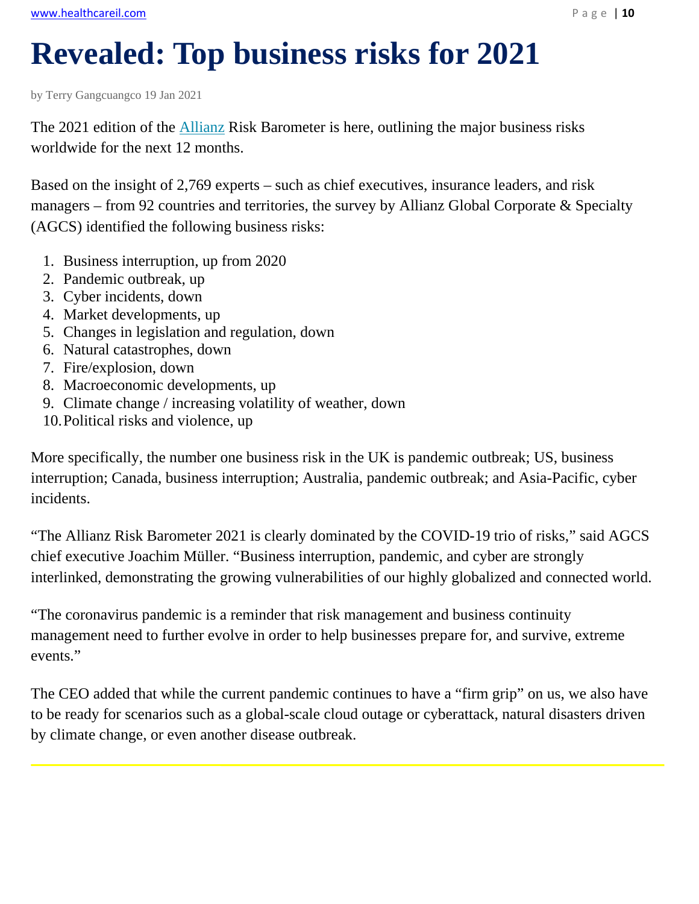# Revealed: Top business risks for 2021

by Terry Gangcuangco 19 Jan 2021

The 2021 edition of the Allianz Risk Barometer is here, outlining the major business risks worldwide for the next 12 months.

Based on the insight of 2,769 experts – such as chief executives, insurance leaders, and risk managers – from 92 countries and territories, the survey by Allianz Global Corporate & Specialty (AGCS) identified the following business risks:

1. Business interruption, up from 2020
2. Pandemic outbreak, up
3. Cyber incidents, down
4. Market developments, up
5. Changes in legislation and regulation, down
6. Natural catastrophes, down
7. Fire/explosion, down
8. Macroeconomic developments, up
9. Climate change / increasing volatility of weather, down
10. Political risks and violence, up

More specifically, the number one business risk in the UK is pandemic outbreak; US, business interruption; Canada, business interruption; Australia, pandemic outbreak; and Asia-Pacific, cyber incidents.

"The Allianz Risk Barometer 2021 is clearly dominated by the COVID-19 trio of risks," said AGCS chief executive Joachim Müller. "Business interruption, pandemic, and cyber are strongly interlinked, demonstrating the growing vulnerabilities of our highly globalized and connected world.

"The coronavirus pandemic is a reminder that risk management and business continuity management need to further evolve in order to help businesses prepare for, and survive, extreme events."

The CEO added that while the current pandemic continues to have a "firm grip" on us, we also have to be ready for scenarios such as a global-scale cloud outage or cyberattack, natural disasters driven by climate change, or even another disease outbreak.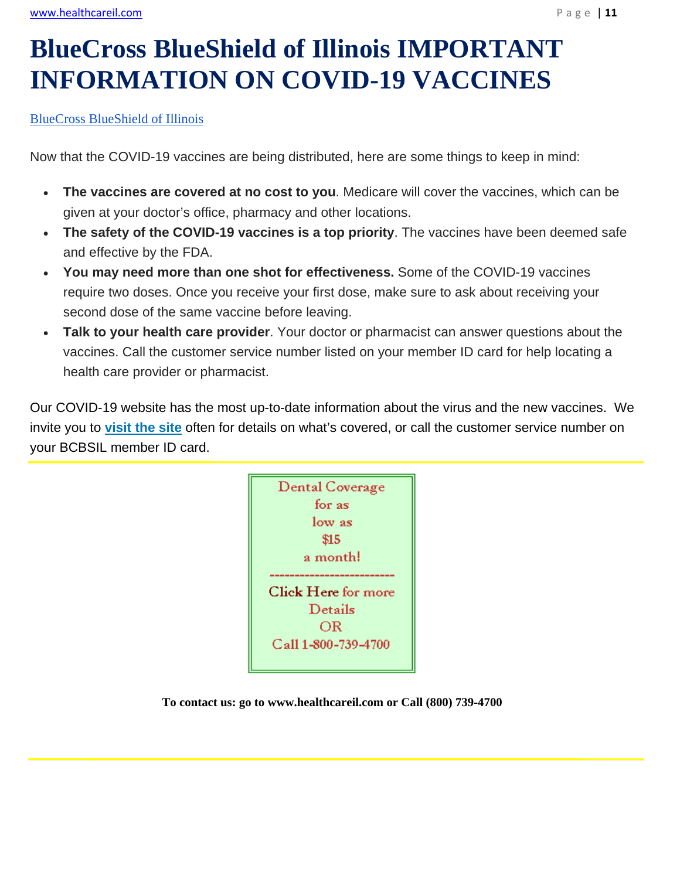# BlueCross BlueShield of Illinois IMPORTANT INFORMATION ON COVID-19 VACCINES

BlueCross BlueShield of Illinois

Now that the COVID-19 vaccines are being distributed, here are some things to keep in mind:

- **The vaccines are covered at no cost to you**. Medicare will cover the vaccines, which can be given at your doctor's office, pharmacy and other locations.
- **The safety of the COVID-19 vaccines is a top priority**. The vaccines have been deemed safe and effective by the FDA.
- **You may need more than one shot for effectiveness.** Some of the COVID-19 vaccines require two doses. Once you receive your first dose, make sure to ask about receiving your second dose of the same vaccine before leaving.
- **Talk to your health care provider**. Your doctor or pharmacist can answer questions about the vaccines. Call the customer service number listed on your member ID card for help locating a health care provider or pharmacist.

Our COVID-19 website has the most up-to-date information about the virus and the new vaccines. We invite you to **visit the site** often for details on what's covered, or call the customer service number on your BCBSIL member ID card.

Dental Coverage
for as
low as
$15
a month!
------------------------
Click Here for more
Details
OR
Call 1-800-739-4700

**To contact us: go to www.healthcareil.com or Call (800) 739-4700**